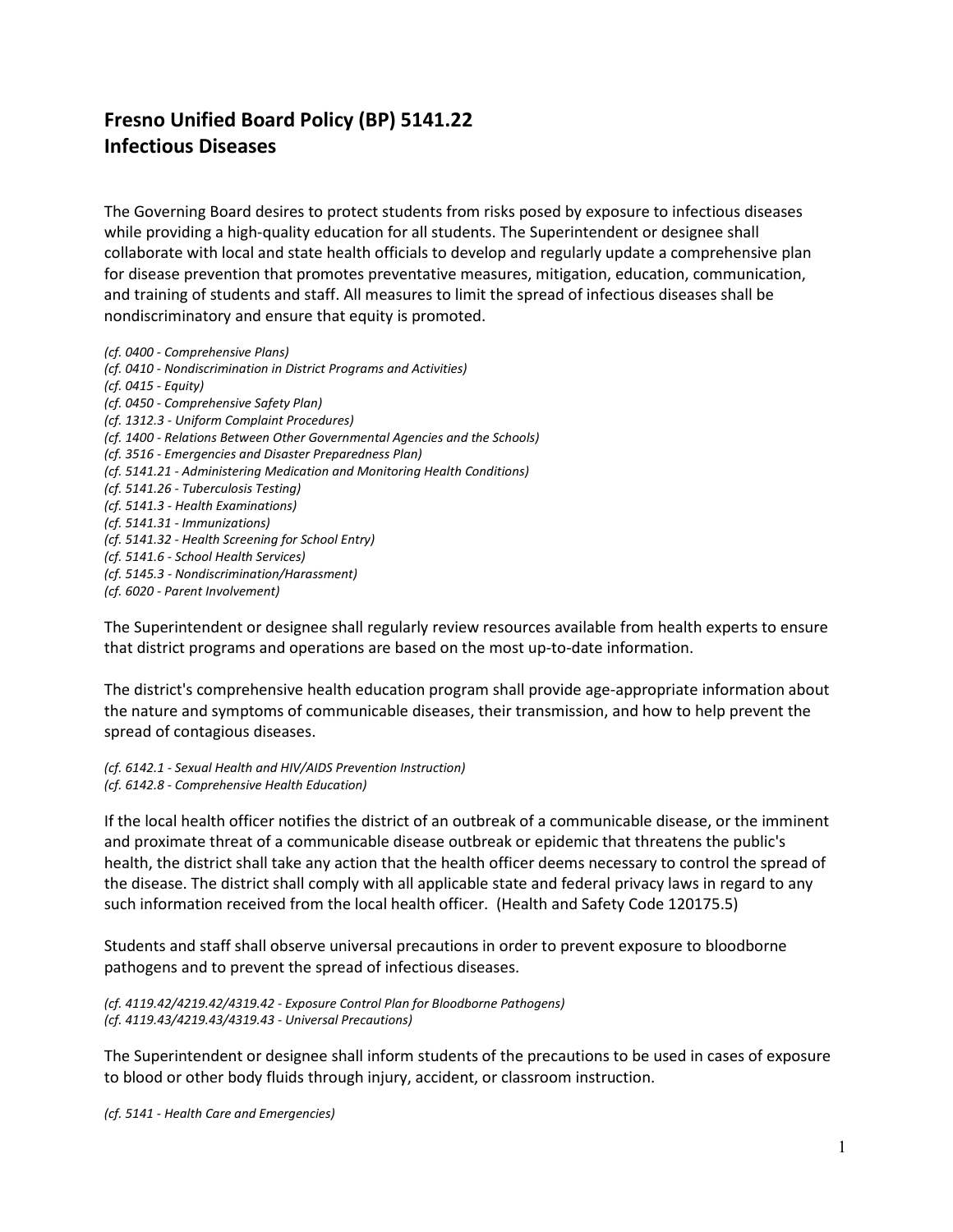# Fresno Unified Board Policy (BP) 5141.22
# Infectious Diseases

The Governing Board desires to protect students from risks posed by exposure to infectious diseases while providing a high-quality education for all students. The Superintendent or designee shall collaborate with local and state health officials to develop and regularly update a comprehensive plan for disease prevention that promotes preventative measures, mitigation, education, communication, and training of students and staff. All measures to limit the spread of infectious diseases shall be nondiscriminatory and ensure that equity is promoted.

*(cf. 0400 - Comprehensive Plans)*
*(cf. 0410 - Nondiscrimination in District Programs and Activities)*
*(cf. 0415 - Equity)*
*(cf. 0450 - Comprehensive Safety Plan)*
*(cf. 1312.3 - Uniform Complaint Procedures)*
*(cf. 1400 - Relations Between Other Governmental Agencies and the Schools)*
*(cf. 3516 - Emergencies and Disaster Preparedness Plan)*
*(cf. 5141.21 - Administering Medication and Monitoring Health Conditions)*
*(cf. 5141.26 - Tuberculosis Testing)*
*(cf. 5141.3 - Health Examinations)*
*(cf. 5141.31 - Immunizations)*
*(cf. 5141.32 - Health Screening for School Entry)*
*(cf. 5141.6 - School Health Services)*
*(cf. 5145.3 - Nondiscrimination/Harassment)*
*(cf. 6020 - Parent Involvement)*

The Superintendent or designee shall regularly review resources available from health experts to ensure that district programs and operations are based on the most up-to-date information.

The district's comprehensive health education program shall provide age-appropriate information about the nature and symptoms of communicable diseases, their transmission, and how to help prevent the spread of contagious diseases.

*(cf. 6142.1 - Sexual Health and HIV/AIDS Prevention Instruction)*
*(cf. 6142.8 - Comprehensive Health Education)*

If the local health officer notifies the district of an outbreak of a communicable disease, or the imminent and proximate threat of a communicable disease outbreak or epidemic that threatens the public's health, the district shall take any action that the health officer deems necessary to control the spread of the disease. The district shall comply with all applicable state and federal privacy laws in regard to any such information received from the local health officer. (Health and Safety Code 120175.5)

Students and staff shall observe universal precautions in order to prevent exposure to bloodborne pathogens and to prevent the spread of infectious diseases.

*(cf. 4119.42/4219.42/4319.42 - Exposure Control Plan for Bloodborne Pathogens)*
*(cf. 4119.43/4219.43/4319.43 - Universal Precautions)*

The Superintendent or designee shall inform students of the precautions to be used in cases of exposure to blood or other body fluids through injury, accident, or classroom instruction.

*(cf. 5141 - Health Care and Emergencies)*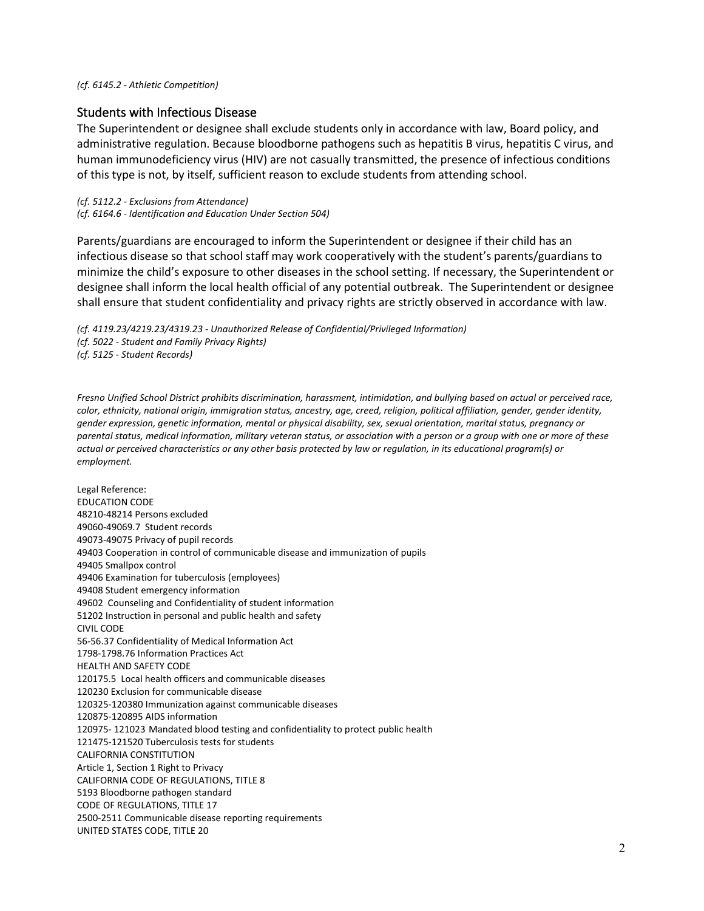*(cf. 6145.2 - Athletic Competition)*

## Students with Infectious Disease

The Superintendent or designee shall exclude students only in accordance with law, Board policy, and administrative regulation. Because bloodborne pathogens such as hepatitis B virus, hepatitis C virus, and human immunodeficiency virus (HIV) are not casually transmitted, the presence of infectious conditions of this type is not, by itself, sufficient reason to exclude students from attending school.

*(cf. 5112.2 - Exclusions from Attendance)*
*(cf. 6164.6 - Identification and Education Under Section 504)*

Parents/guardians are encouraged to inform the Superintendent or designee if their child has an infectious disease so that school staff may work cooperatively with the student's parents/guardians to minimize the child's exposure to other diseases in the school setting. If necessary, the Superintendent or designee shall inform the local health official of any potential outbreak. The Superintendent or designee shall ensure that student confidentiality and privacy rights are strictly observed in accordance with law.

*(cf. 4119.23/4219.23/4319.23 - Unauthorized Release of Confidential/Privileged Information)*
*(cf. 5022 - Student and Family Privacy Rights)*
*(cf. 5125 - Student Records)*

*Fresno Unified School District prohibits discrimination, harassment, intimidation, and bullying based on actual or perceived race, color, ethnicity, national origin, immigration status, ancestry, age, creed, religion, political affiliation, gender, gender identity, gender expression, genetic information, mental or physical disability, sex, sexual orientation, marital status, pregnancy or parental status, medical information, military veteran status, or association with a person or a group with one or more of these actual or perceived characteristics or any other basis protected by law or regulation, in its educational program(s) or employment.*

Legal Reference:
EDUCATION CODE
48210-48214 Persons excluded
49060-49069.7 Student records
49073-49075 Privacy of pupil records
49403 Cooperation in control of communicable disease and immunization of pupils
49405 Smallpox control
49406 Examination for tuberculosis (employees)
49408 Student emergency information
49602 Counseling and Confidentiality of student information
51202 Instruction in personal and public health and safety
CIVIL CODE
56-56.37 Confidentiality of Medical Information Act
1798-1798.76 Information Practices Act
HEALTH AND SAFETY CODE
120175.5 Local health officers and communicable diseases
120230 Exclusion for communicable disease
120325-120380 Immunization against communicable diseases
120875-120895 AIDS information
120975- 121023 Mandated blood testing and confidentiality to protect public health
121475-121520 Tuberculosis tests for students
CALIFORNIA CONSTITUTION
Article 1, Section 1 Right to Privacy
CALIFORNIA CODE OF REGULATIONS, TITLE 8
5193 Bloodborne pathogen standard
CODE OF REGULATIONS, TITLE 17
2500-2511 Communicable disease reporting requirements
UNITED STATES CODE, TITLE 20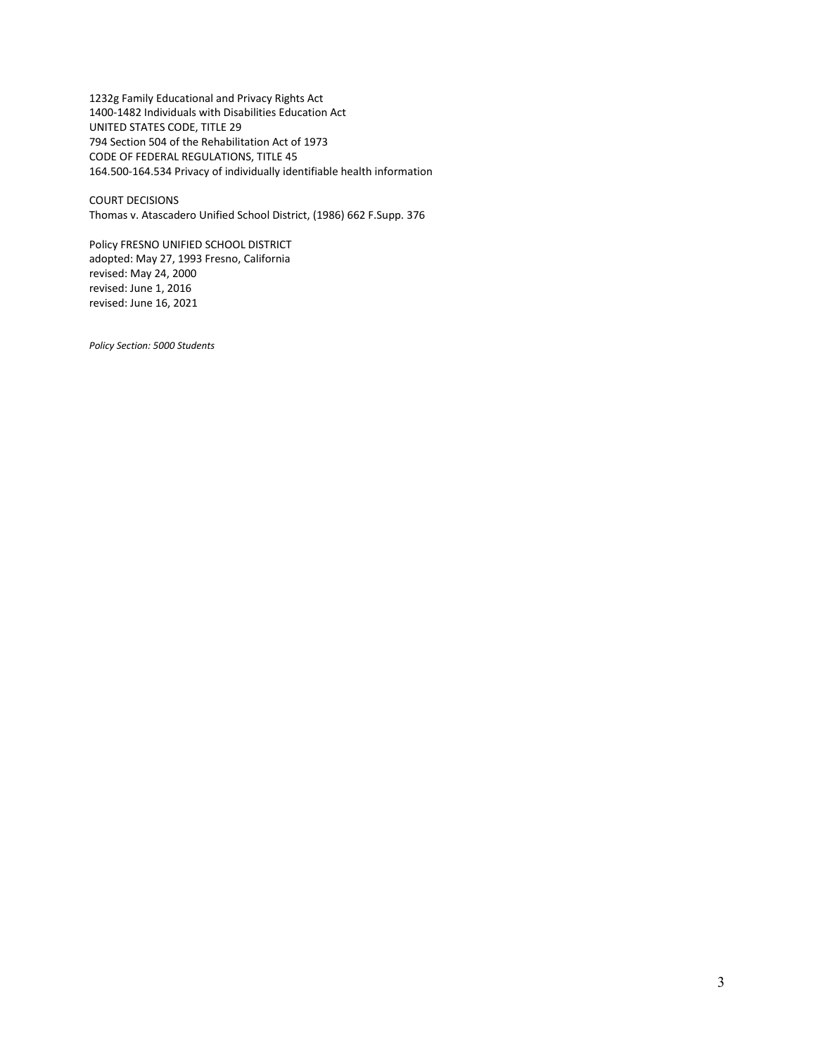1232g Family Educational and Privacy Rights Act
1400-1482 Individuals with Disabilities Education Act
UNITED STATES CODE, TITLE 29
794 Section 504 of the Rehabilitation Act of 1973
CODE OF FEDERAL REGULATIONS, TITLE 45
164.500-164.534 Privacy of individually identifiable health information

COURT DECISIONS
Thomas v. Atascadero Unified School District, (1986) 662 F.Supp. 376

Policy FRESNO UNIFIED SCHOOL DISTRICT
adopted: May 27, 1993 Fresno, California
revised: May 24, 2000
revised: June 1, 2016
revised: June 16, 2021

*Policy Section: 5000 Students*